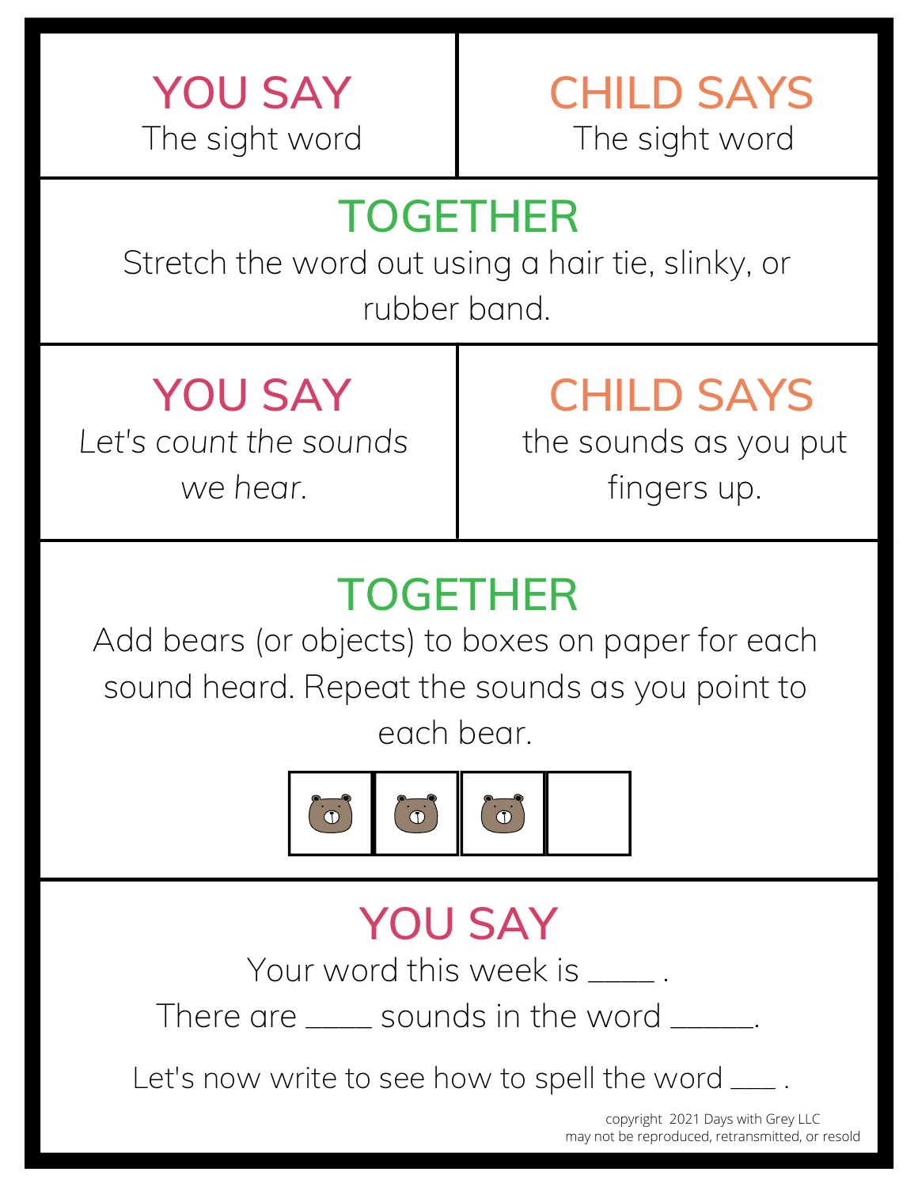## YOU SAY

The sight word

## CHILD SAYS

The sight word

## TOGETHER

Stretch the word out using a hair tie, slinky, or rubber band.

## YOU SAY

*Let's count the sounds we hear.*

## CHILD SAYS

the sounds as you put fingers up.

## TOGETHER

Add bears (or objects) to boxes on paper for each sound heard. Repeat the sounds as you point to each bear.

## YOU SAY

Your word this week is ____ .

There are ____ sounds in the word _____.

Let's now write to see how to spell the word ___ .

copyright 2021 Days with Grey LLC
may not be reproduced, retransmitted, or resold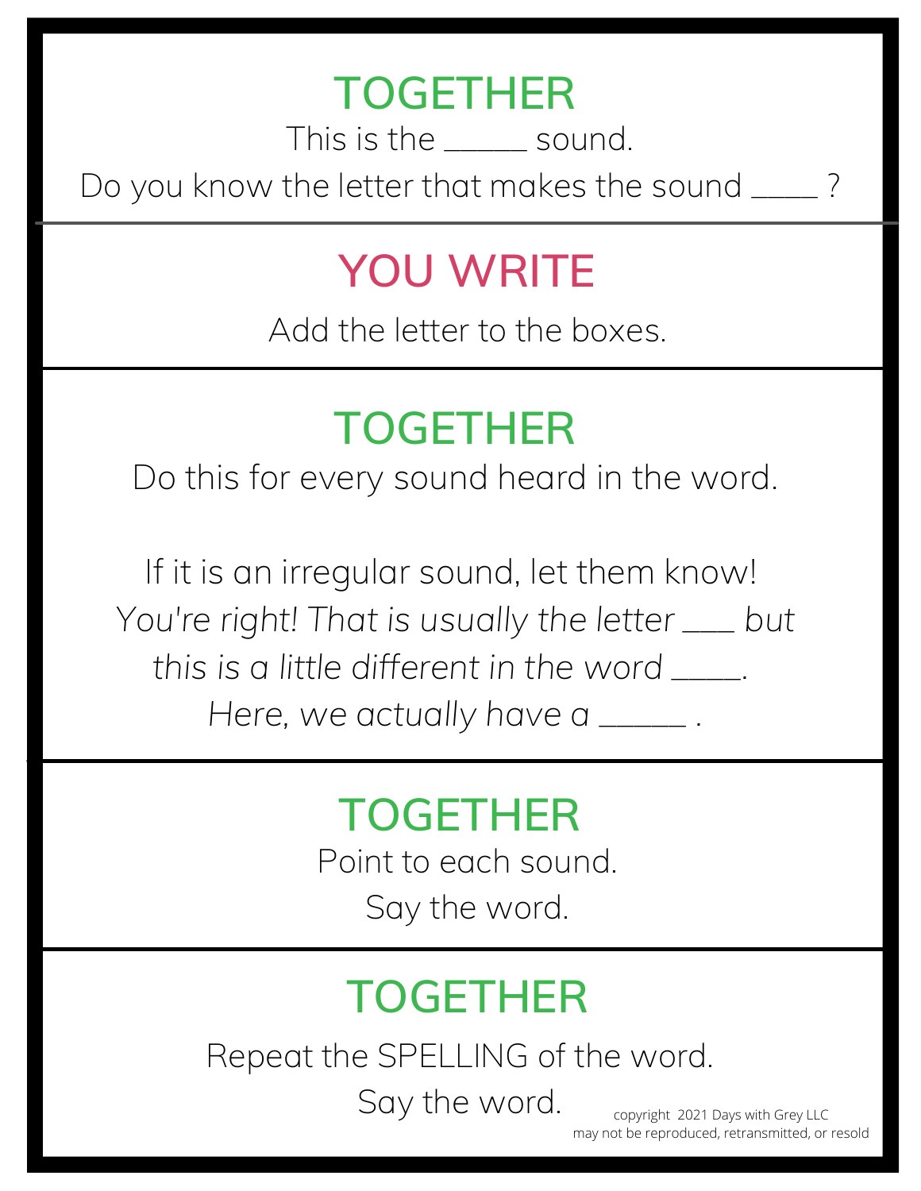## TOGETHER

This is the _____ sound.

Do you know the letter that makes the sound ____ ?

## YOU WRITE

Add the letter to the boxes.

## TOGETHER

Do this for every sound heard in the word.

If it is an irregular sound, let them know!

*You're right! That is usually the letter ___ but this is a little different in the word ____. Here, we actually have a _____ .*

## TOGETHER

Point to each sound.

Say the word.

## TOGETHER

Repeat the SPELLING of the word.

Say the word.

copyright 2021 Days with Grey LLC
may not be reproduced, retransmitted, or resold